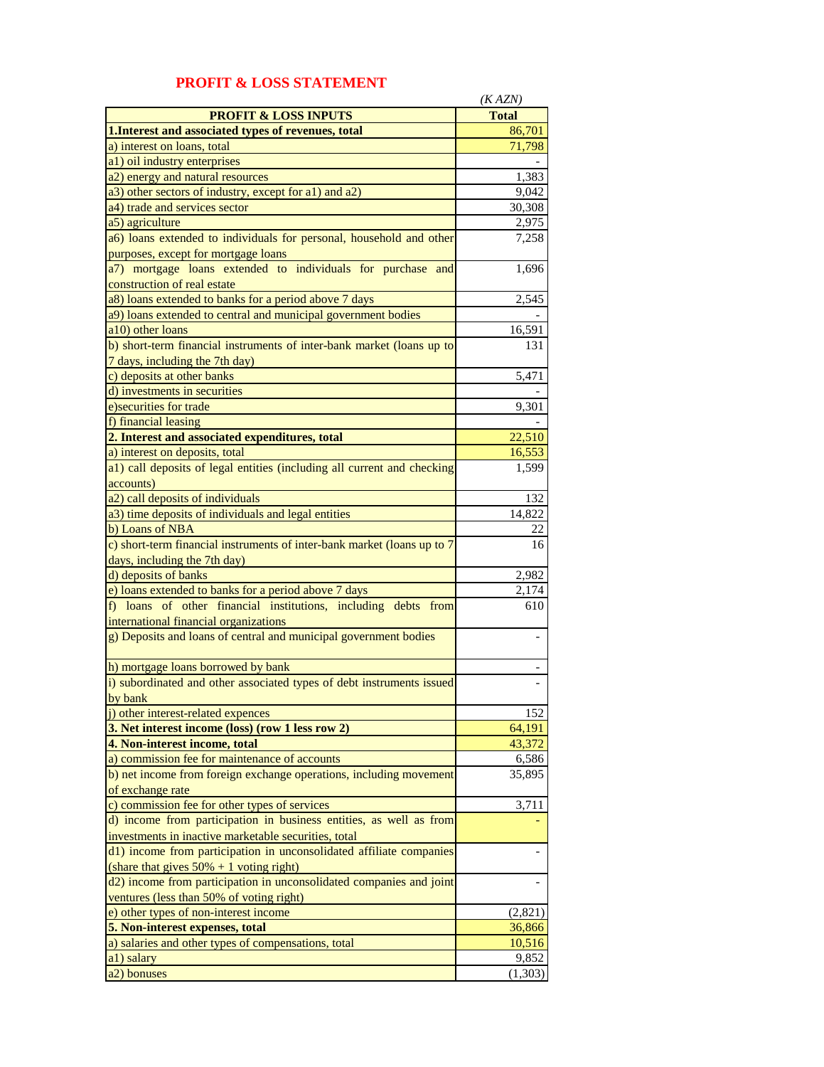# PROFIT & LOSS STATEMENT

*(K AZN)*

| PROFIT & LOSS INPUTS | Total |
|---|---|
| **1.Interest and associated types of revenues, total** | 86,701 |
| a) interest on loans, total | 71,798 |
| a1) oil industry enterprises | - |
| a2) energy and natural resources | 1,383 |
| a3) other sectors of industry, except for a1) and a2) | 9,042 |
| a4) trade and services sector | 30,308 |
| a5) agriculture | 2,975 |
| a6) loans extended to individuals for personal, household and other purposes, except for mortgage loans | 7,258 |
| a7) mortgage loans extended to individuals for purchase and construction of real estate | 1,696 |
| a8) loans extended to banks for a period above 7 days | 2,545 |
| a9) loans extended to central and municipal government bodies | - |
| a10) other loans | 16,591 |
| b) short-term financial instruments of inter-bank market (loans up to 7 days, including the 7th day) | 131 |
| c) deposits at other banks | 5,471 |
| d) investments in securities | - |
| e)securities for trade | 9,301 |
| f) financial leasing | - |
| **2. Interest and associated expenditures, total** | 22,510 |
| a) interest on deposits, total | 16,553 |
| a1) call deposits of legal entities (including all current and checking accounts) | 1,599 |
| a2) call deposits of individuals | 132 |
| a3) time deposits of individuals and legal entities | 14,822 |
| b) Loans of NBA | 22 |
| c) short-term financial instruments of inter-bank market (loans up to 7 days, including the 7th day) | 16 |
| d) deposits of banks | 2,982 |
| e) loans extended to banks for a period above 7 days | 2,174 |
| f) loans of other financial institutions, including debts from international financial organizations | 610 |
| g) Deposits and loans of central and municipal government bodies | - |
| h) mortgage loans borrowed by bank | - |
| i) subordinated and other associated types of debt instruments issued by bank | - |
| j) other interest-related expences | 152 |
| **3. Net interest income (loss) (row 1 less row 2)** | 64,191 |
| **4. Non-interest income, total** | 43,372 |
| a) commission fee for maintenance of accounts | 6,586 |
| b) net income from foreign exchange operations, including movement of exchange rate | 35,895 |
| c) commission fee for other types of services | 3,711 |
| d) income from participation in business entities, as well as from investments in inactive marketable securities, total | - |
| d1) income from participation in unconsolidated affiliate companies (share that gives 50% + 1 voting right) | - |
| d2) income from participation in unconsolidated companies and joint ventures (less than 50% of voting right) | - |
| e) other types of non-interest income | (2,821) |
| **5. Non-interest expenses, total** | 36,866 |
| a) salaries and other types of compensations, total | 10,516 |
| a1) salary | 9,852 |
| a2) bonuses | (1,303) |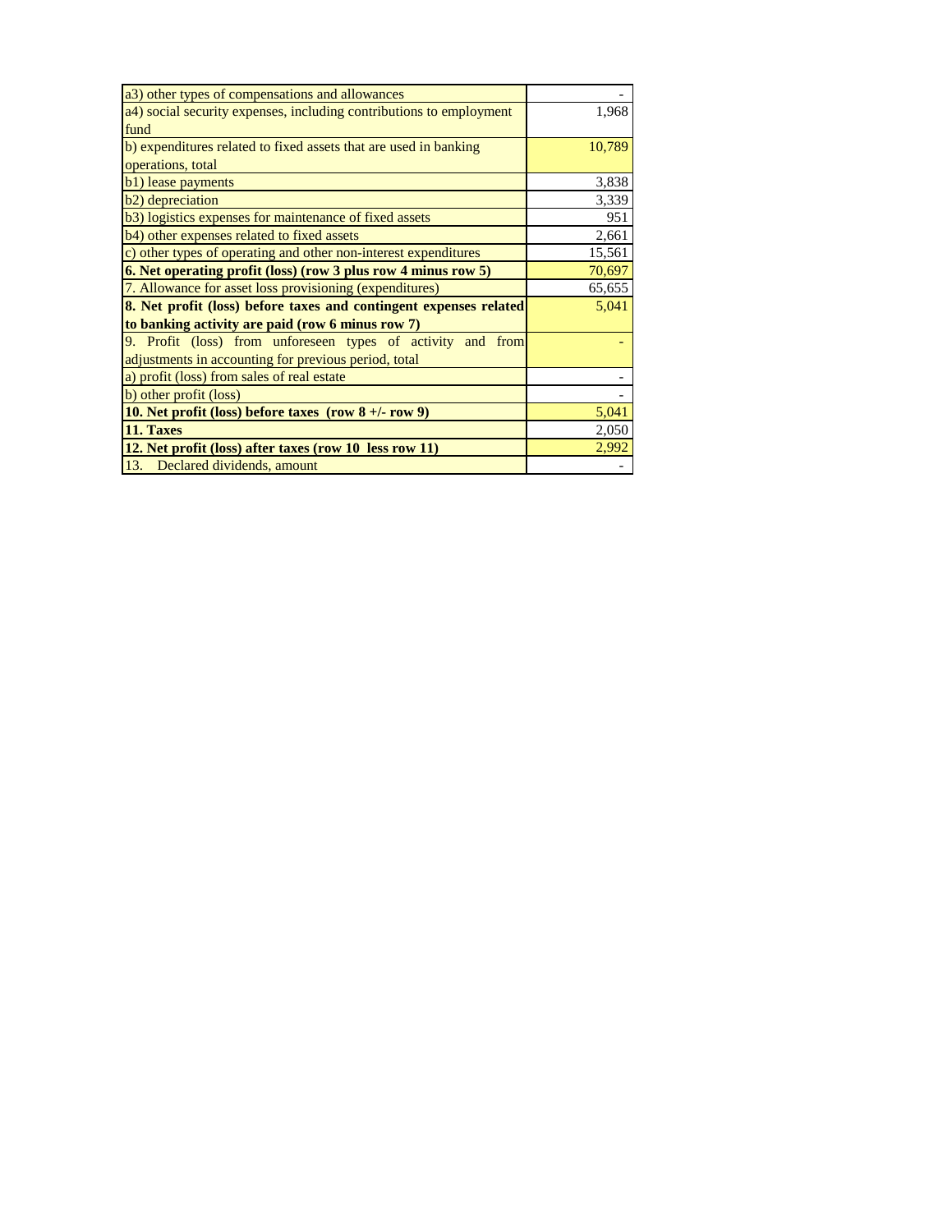| | |
|---|---|
| a3) other types of compensations and allowances | - |
| a4) social security expenses, including contributions to employment fund | 1,968 |
| b) expenditures related to fixed assets that are used in banking operations, total | 10,789 |
| b1) lease payments | 3,838 |
| b2) depreciation | 3,339 |
| b3) logistics expenses for maintenance of fixed assets | 951 |
| b4) other expenses related to fixed assets | 2,661 |
| c) other types of operating and other non-interest expenditures | 15,561 |
| **6. Net operating profit (loss) (row 3 plus row 4 minus row 5)** | 70,697 |
| 7. Allowance for asset loss provisioning (expenditures) | 65,655 |
| **8. Net profit (loss) before taxes and contingent expenses related to banking activity are paid (row 6 minus row 7)** | 5,041 |
| 9. Profit (loss) from unforeseen types of activity and from adjustments in accounting for previous period, total | - |
| a) profit (loss) from sales of real estate | - |
| b) other profit (loss) | - |
| **10. Net profit (loss) before taxes (row 8 +/- row 9)** | 5,041 |
| **11. Taxes** | 2,050 |
| **12. Net profit (loss) after taxes (row 10 less row 11)** | 2,992 |
| 13. Declared dividends, amount | - |